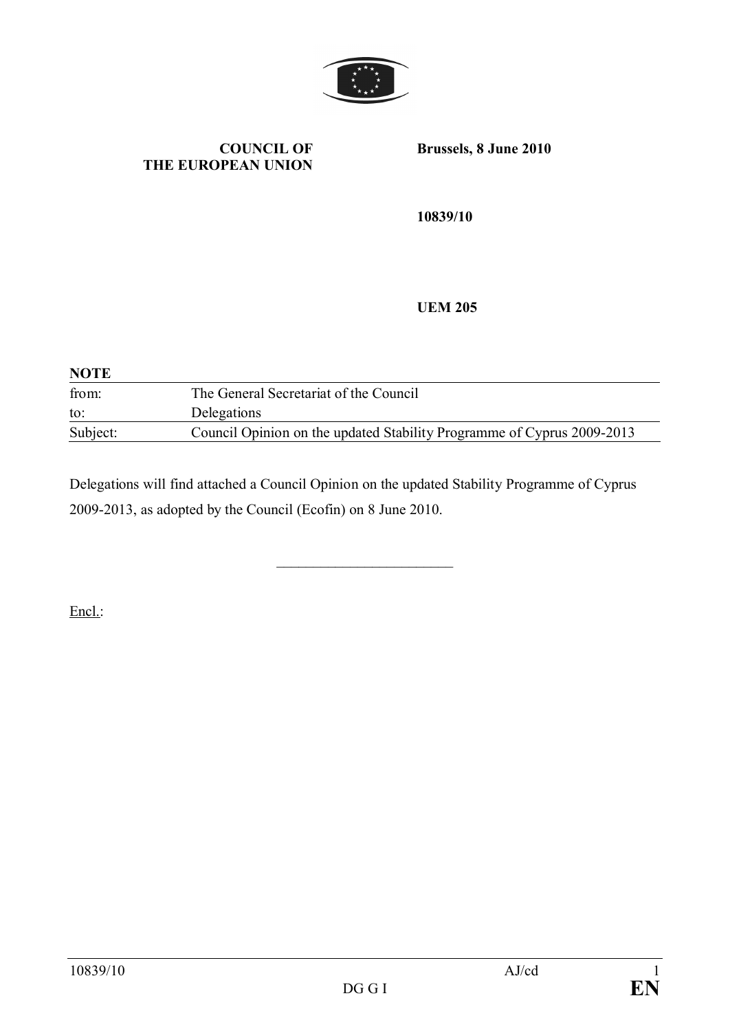**COUNCIL OF THE EUROPEAN UNION**

**Brussels, 8 June 2010**

**10839/10**

**UEM 205**

**NOTE**

| | |
|---|---|
| from: | The General Secretariat of the Council |
| to: | Delegations |
| Subject: | Council Opinion on the updated Stability Programme of Cyprus 2009-2013 |

Delegations will find attached a Council Opinion on the updated Stability Programme of Cyprus 2009-2013, as adopted by the Council (Ecofin) on 8 June 2010.

---

Encl.: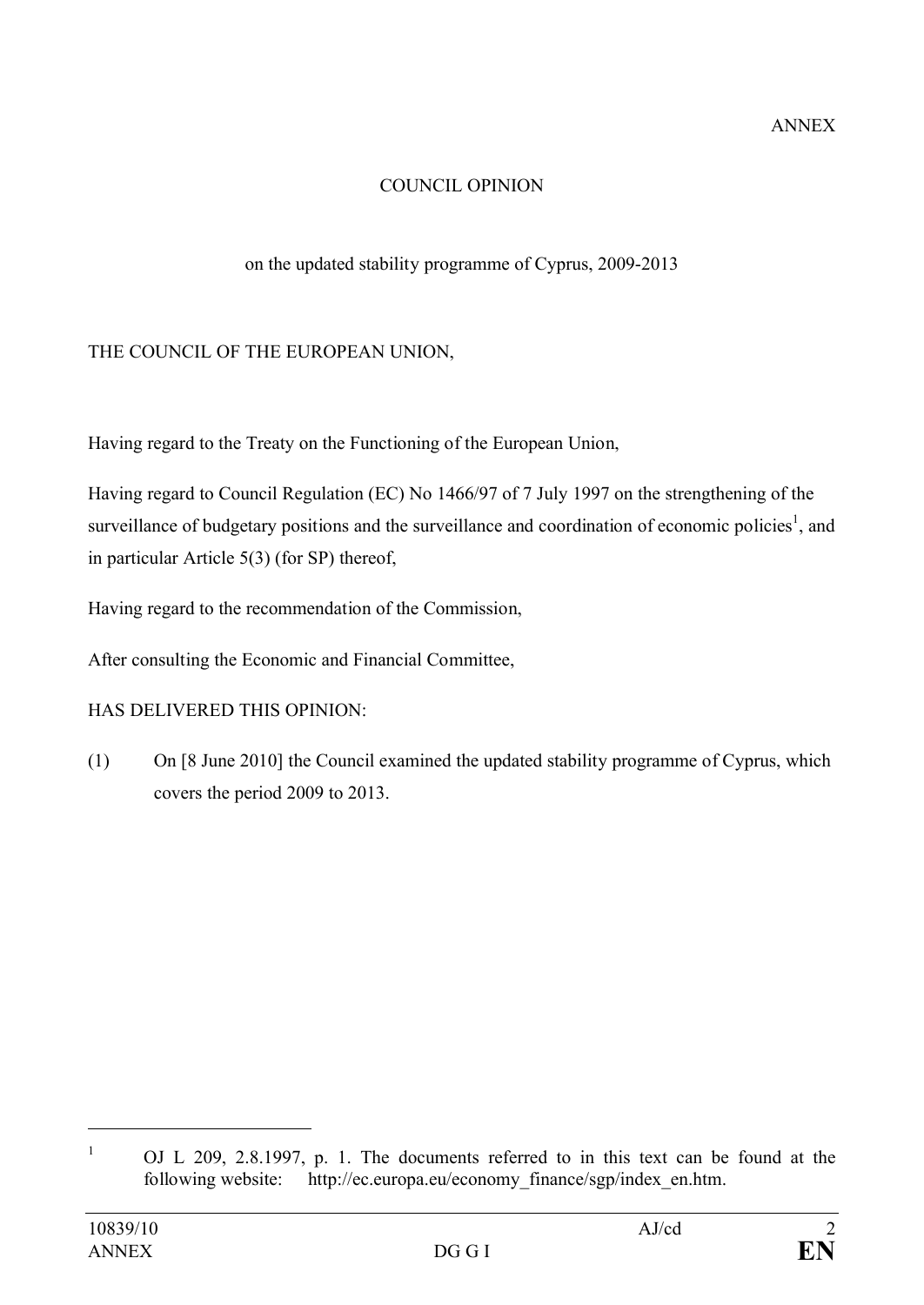ANNEX

# COUNCIL OPINION

## on the updated stability programme of Cyprus, 2009-2013

THE COUNCIL OF THE EUROPEAN UNION,

Having regard to the Treaty on the Functioning of the European Union,

Having regard to Council Regulation (EC) No 1466/97 of 7 July 1997 on the strengthening of the surveillance of budgetary positions and the surveillance and coordination of economic policies[1], and in particular Article 5(3) (for SP) thereof,

Having regard to the recommendation of the Commission,

After consulting the Economic and Financial Committee,

HAS DELIVERED THIS OPINION:

(1) On [8 June 2010] the Council examined the updated stability programme of Cyprus, which covers the period 2009 to 2013.

---

[1] OJ L 209, 2.8.1997, p. 1. The documents referred to in this text can be found at the following website: http://ec.europa.eu/economy_finance/sgp/index_en.htm.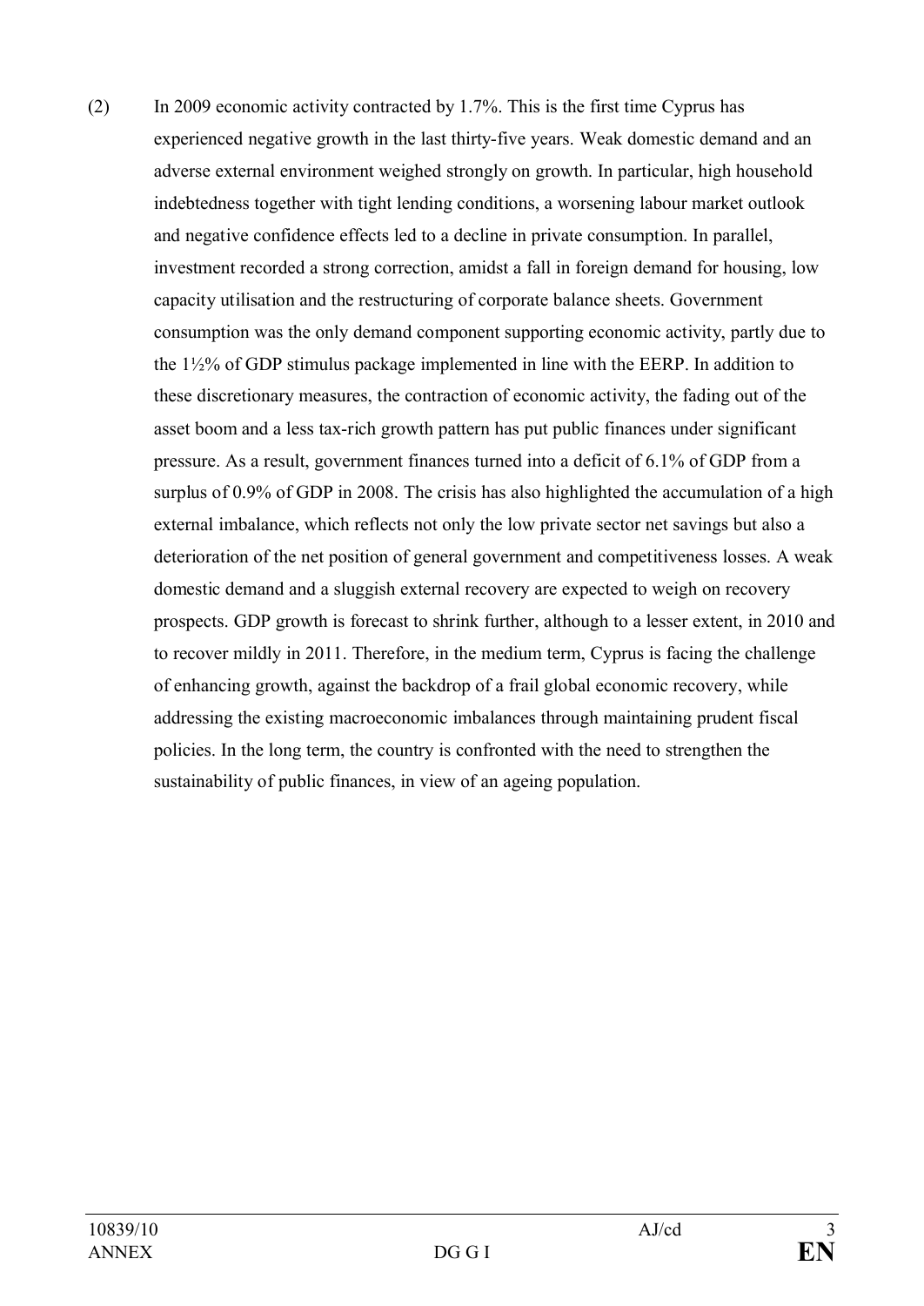(2) In 2009 economic activity contracted by 1.7%. This is the first time Cyprus has experienced negative growth in the last thirty-five years. Weak domestic demand and an adverse external environment weighed strongly on growth. In particular, high household indebtedness together with tight lending conditions, a worsening labour market outlook and negative confidence effects led to a decline in private consumption. In parallel, investment recorded a strong correction, amidst a fall in foreign demand for housing, low capacity utilisation and the restructuring of corporate balance sheets. Government consumption was the only demand component supporting economic activity, partly due to the 1½% of GDP stimulus package implemented in line with the EERP. In addition to these discretionary measures, the contraction of economic activity, the fading out of the asset boom and a less tax-rich growth pattern has put public finances under significant pressure. As a result, government finances turned into a deficit of 6.1% of GDP from a surplus of 0.9% of GDP in 2008. The crisis has also highlighted the accumulation of a high external imbalance, which reflects not only the low private sector net savings but also a deterioration of the net position of general government and competitiveness losses. A weak domestic demand and a sluggish external recovery are expected to weigh on recovery prospects. GDP growth is forecast to shrink further, although to a lesser extent, in 2010 and to recover mildly in 2011. Therefore, in the medium term, Cyprus is facing the challenge of enhancing growth, against the backdrop of a frail global economic recovery, while addressing the existing macroeconomic imbalances through maintaining prudent fiscal policies. In the long term, the country is confronted with the need to strengthen the sustainability of public finances, in view of an ageing population.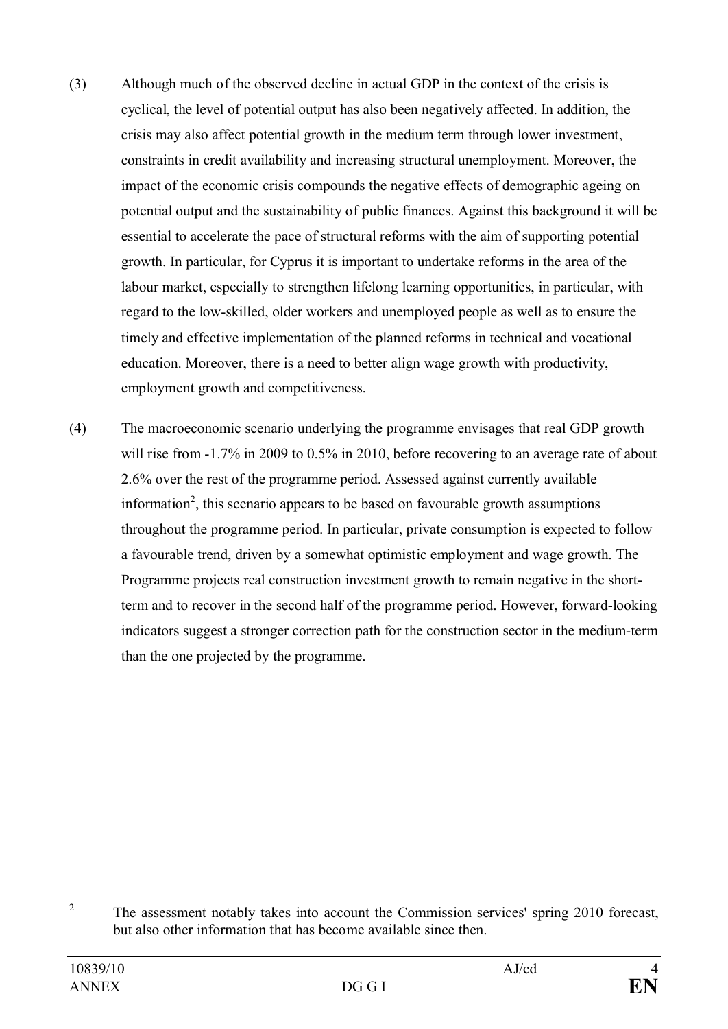(3) Although much of the observed decline in actual GDP in the context of the crisis is cyclical, the level of potential output has also been negatively affected. In addition, the crisis may also affect potential growth in the medium term through lower investment, constraints in credit availability and increasing structural unemployment. Moreover, the impact of the economic crisis compounds the negative effects of demographic ageing on potential output and the sustainability of public finances. Against this background it will be essential to accelerate the pace of structural reforms with the aim of supporting potential growth. In particular, for Cyprus it is important to undertake reforms in the area of the labour market, especially to strengthen lifelong learning opportunities, in particular, with regard to the low-skilled, older workers and unemployed people as well as to ensure the timely and effective implementation of the planned reforms in technical and vocational education. Moreover, there is a need to better align wage growth with productivity, employment growth and competitiveness.

(4) The macroeconomic scenario underlying the programme envisages that real GDP growth will rise from -1.7% in 2009 to 0.5% in 2010, before recovering to an average rate of about 2.6% over the rest of the programme period. Assessed against currently available information[2], this scenario appears to be based on favourable growth assumptions throughout the programme period. In particular, private consumption is expected to follow a favourable trend, driven by a somewhat optimistic employment and wage growth. The Programme projects real construction investment growth to remain negative in the short-term and to recover in the second half of the programme period. However, forward-looking indicators suggest a stronger correction path for the construction sector in the medium-term than the one projected by the programme.

---

[2] The assessment notably takes into account the Commission services' spring 2010 forecast, but also other information that has become available since then.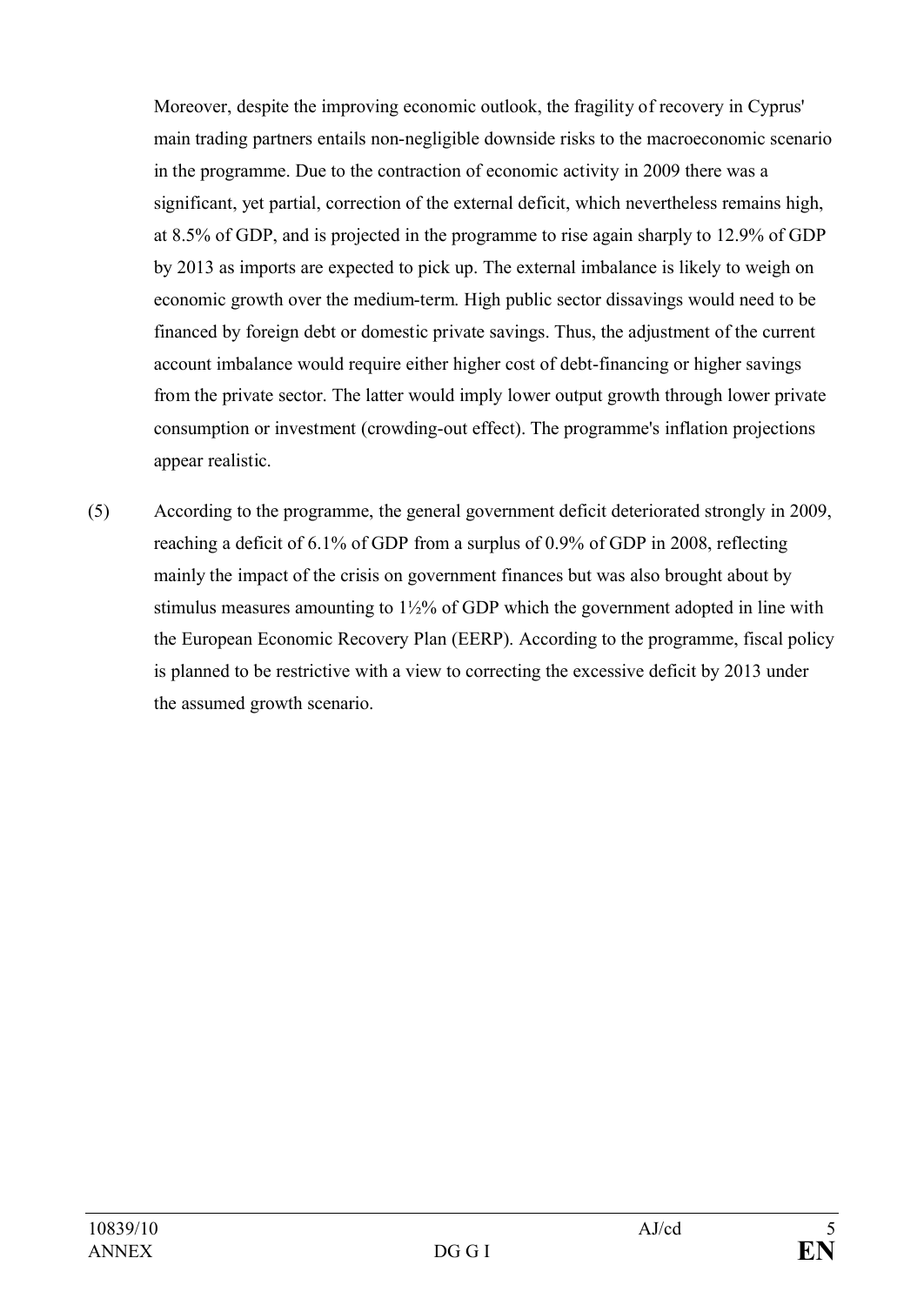Moreover, despite the improving economic outlook, the fragility of recovery in Cyprus' main trading partners entails non-negligible downside risks to the macroeconomic scenario in the programme. Due to the contraction of economic activity in 2009 there was a significant, yet partial, correction of the external deficit, which nevertheless remains high, at 8.5% of GDP, and is projected in the programme to rise again sharply to 12.9% of GDP by 2013 as imports are expected to pick up. The external imbalance is likely to weigh on economic growth over the medium-term. High public sector dissavings would need to be financed by foreign debt or domestic private savings. Thus, the adjustment of the current account imbalance would require either higher cost of debt-financing or higher savings from the private sector. The latter would imply lower output growth through lower private consumption or investment (crowding-out effect). The programme's inflation projections appear realistic.

(5) According to the programme, the general government deficit deteriorated strongly in 2009, reaching a deficit of 6.1% of GDP from a surplus of 0.9% of GDP in 2008, reflecting mainly the impact of the crisis on government finances but was also brought about by stimulus measures amounting to 1½% of GDP which the government adopted in line with the European Economic Recovery Plan (EERP). According to the programme, fiscal policy is planned to be restrictive with a view to correcting the excessive deficit by 2013 under the assumed growth scenario.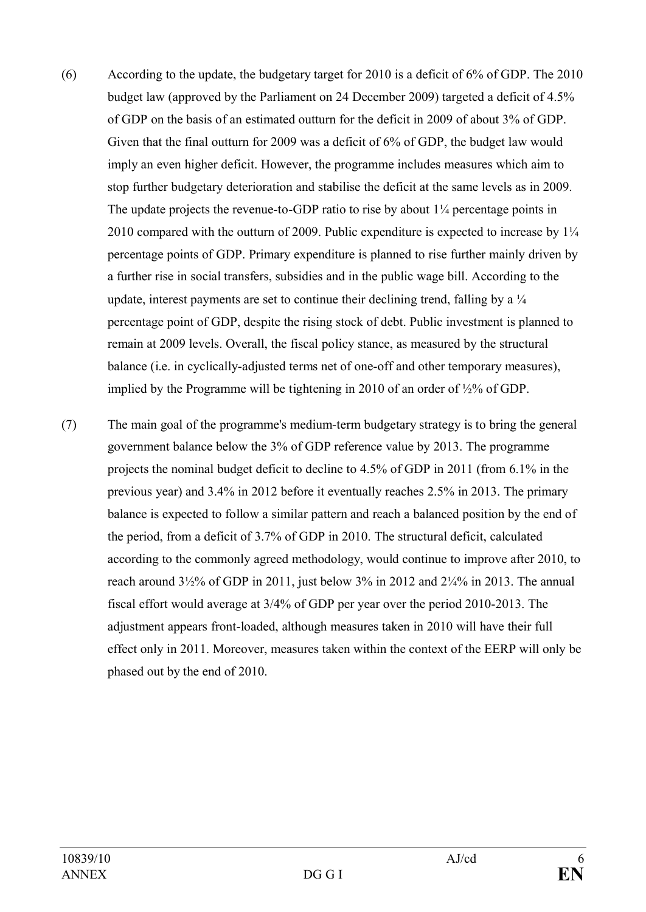(6) According to the update, the budgetary target for 2010 is a deficit of 6% of GDP. The 2010 budget law (approved by the Parliament on 24 December 2009) targeted a deficit of 4.5% of GDP on the basis of an estimated outturn for the deficit in 2009 of about 3% of GDP. Given that the final outturn for 2009 was a deficit of 6% of GDP, the budget law would imply an even higher deficit. However, the programme includes measures which aim to stop further budgetary deterioration and stabilise the deficit at the same levels as in 2009. The update projects the revenue-to-GDP ratio to rise by about 1¼ percentage points in 2010 compared with the outturn of 2009. Public expenditure is expected to increase by 1¼ percentage points of GDP. Primary expenditure is planned to rise further mainly driven by a further rise in social transfers, subsidies and in the public wage bill. According to the update, interest payments are set to continue their declining trend, falling by a ¼ percentage point of GDP, despite the rising stock of debt. Public investment is planned to remain at 2009 levels. Overall, the fiscal policy stance, as measured by the structural balance (i.e. in cyclically-adjusted terms net of one-off and other temporary measures), implied by the Programme will be tightening in 2010 of an order of ½% of GDP.

(7) The main goal of the programme's medium-term budgetary strategy is to bring the general government balance below the 3% of GDP reference value by 2013. The programme projects the nominal budget deficit to decline to 4.5% of GDP in 2011 (from 6.1% in the previous year) and 3.4% in 2012 before it eventually reaches 2.5% in 2013. The primary balance is expected to follow a similar pattern and reach a balanced position by the end of the period, from a deficit of 3.7% of GDP in 2010. The structural deficit, calculated according to the commonly agreed methodology, would continue to improve after 2010, to reach around 3½% of GDP in 2011, just below 3% in 2012 and 2¼% in 2013. The annual fiscal effort would average at 3/4% of GDP per year over the period 2010-2013. The adjustment appears front-loaded, although measures taken in 2010 will have their full effect only in 2011. Moreover, measures taken within the context of the EERP will only be phased out by the end of 2010.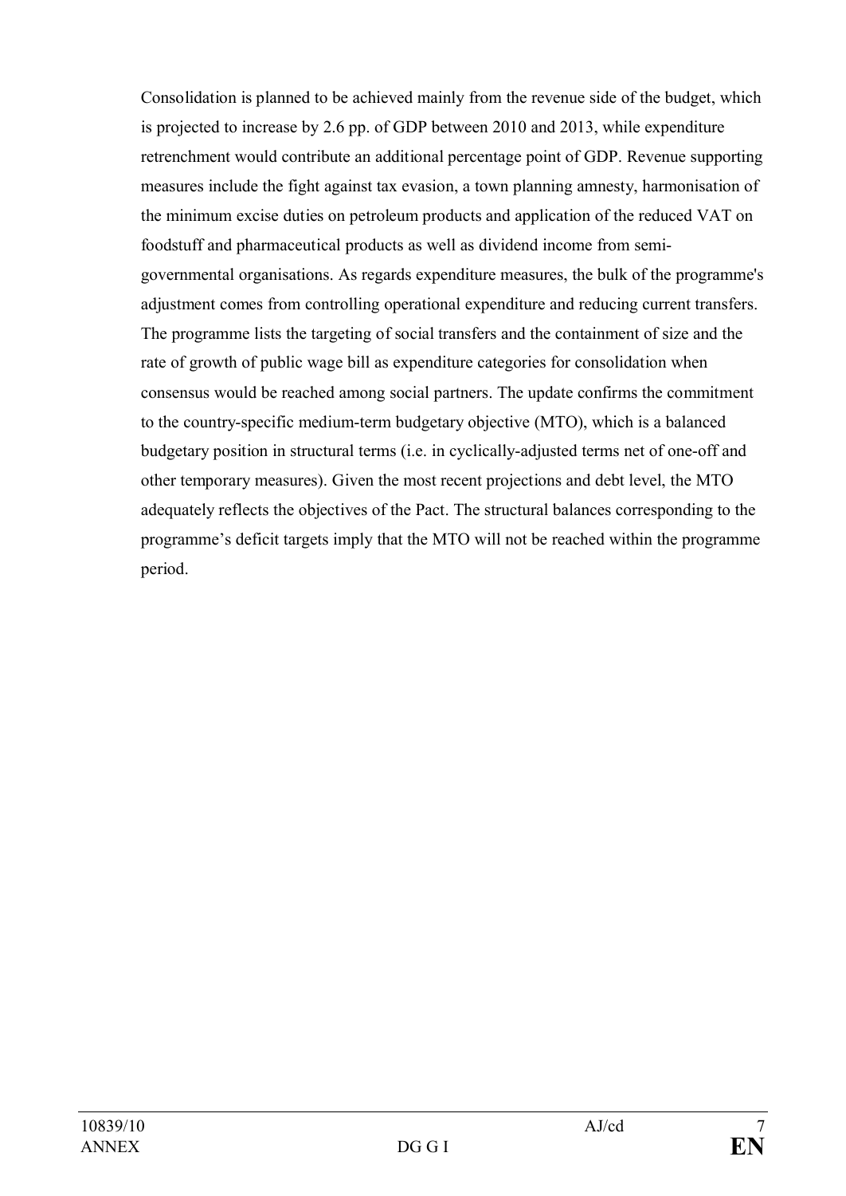Consolidation is planned to be achieved mainly from the revenue side of the budget, which is projected to increase by 2.6 pp. of GDP between 2010 and 2013, while expenditure retrenchment would contribute an additional percentage point of GDP. Revenue supporting measures include the fight against tax evasion, a town planning amnesty, harmonisation of the minimum excise duties on petroleum products and application of the reduced VAT on foodstuff and pharmaceutical products as well as dividend income from semi-governmental organisations. As regards expenditure measures, the bulk of the programme's adjustment comes from controlling operational expenditure and reducing current transfers. The programme lists the targeting of social transfers and the containment of size and the rate of growth of public wage bill as expenditure categories for consolidation when consensus would be reached among social partners. The update confirms the commitment to the country-specific medium-term budgetary objective (MTO), which is a balanced budgetary position in structural terms (i.e. in cyclically-adjusted terms net of one-off and other temporary measures). Given the most recent projections and debt level, the MTO adequately reflects the objectives of the Pact. The structural balances corresponding to the programme's deficit targets imply that the MTO will not be reached within the programme period.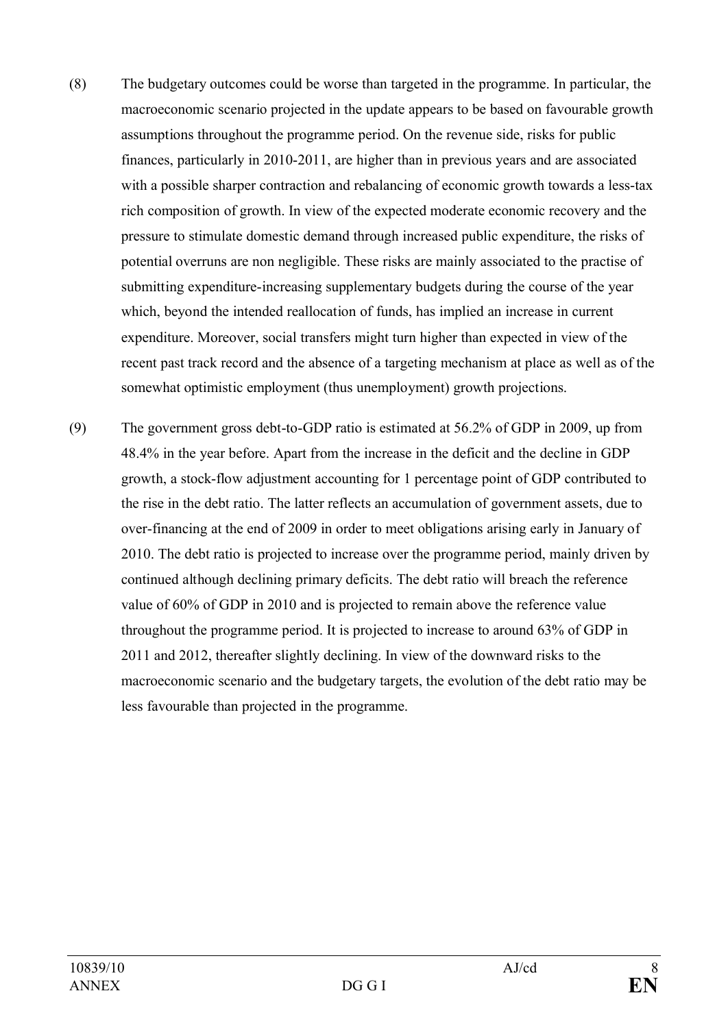(8) The budgetary outcomes could be worse than targeted in the programme. In particular, the macroeconomic scenario projected in the update appears to be based on favourable growth assumptions throughout the programme period. On the revenue side, risks for public finances, particularly in 2010-2011, are higher than in previous years and are associated with a possible sharper contraction and rebalancing of economic growth towards a less-tax rich composition of growth. In view of the expected moderate economic recovery and the pressure to stimulate domestic demand through increased public expenditure, the risks of potential overruns are non negligible. These risks are mainly associated to the practise of submitting expenditure-increasing supplementary budgets during the course of the year which, beyond the intended reallocation of funds, has implied an increase in current expenditure. Moreover, social transfers might turn higher than expected in view of the recent past track record and the absence of a targeting mechanism at place as well as of the somewhat optimistic employment (thus unemployment) growth projections.

(9) The government gross debt-to-GDP ratio is estimated at 56.2% of GDP in 2009, up from 48.4% in the year before. Apart from the increase in the deficit and the decline in GDP growth, a stock-flow adjustment accounting for 1 percentage point of GDP contributed to the rise in the debt ratio. The latter reflects an accumulation of government assets, due to over-financing at the end of 2009 in order to meet obligations arising early in January of 2010. The debt ratio is projected to increase over the programme period, mainly driven by continued although declining primary deficits. The debt ratio will breach the reference value of 60% of GDP in 2010 and is projected to remain above the reference value throughout the programme period. It is projected to increase to around 63% of GDP in 2011 and 2012, thereafter slightly declining. In view of the downward risks to the macroeconomic scenario and the budgetary targets, the evolution of the debt ratio may be less favourable than projected in the programme.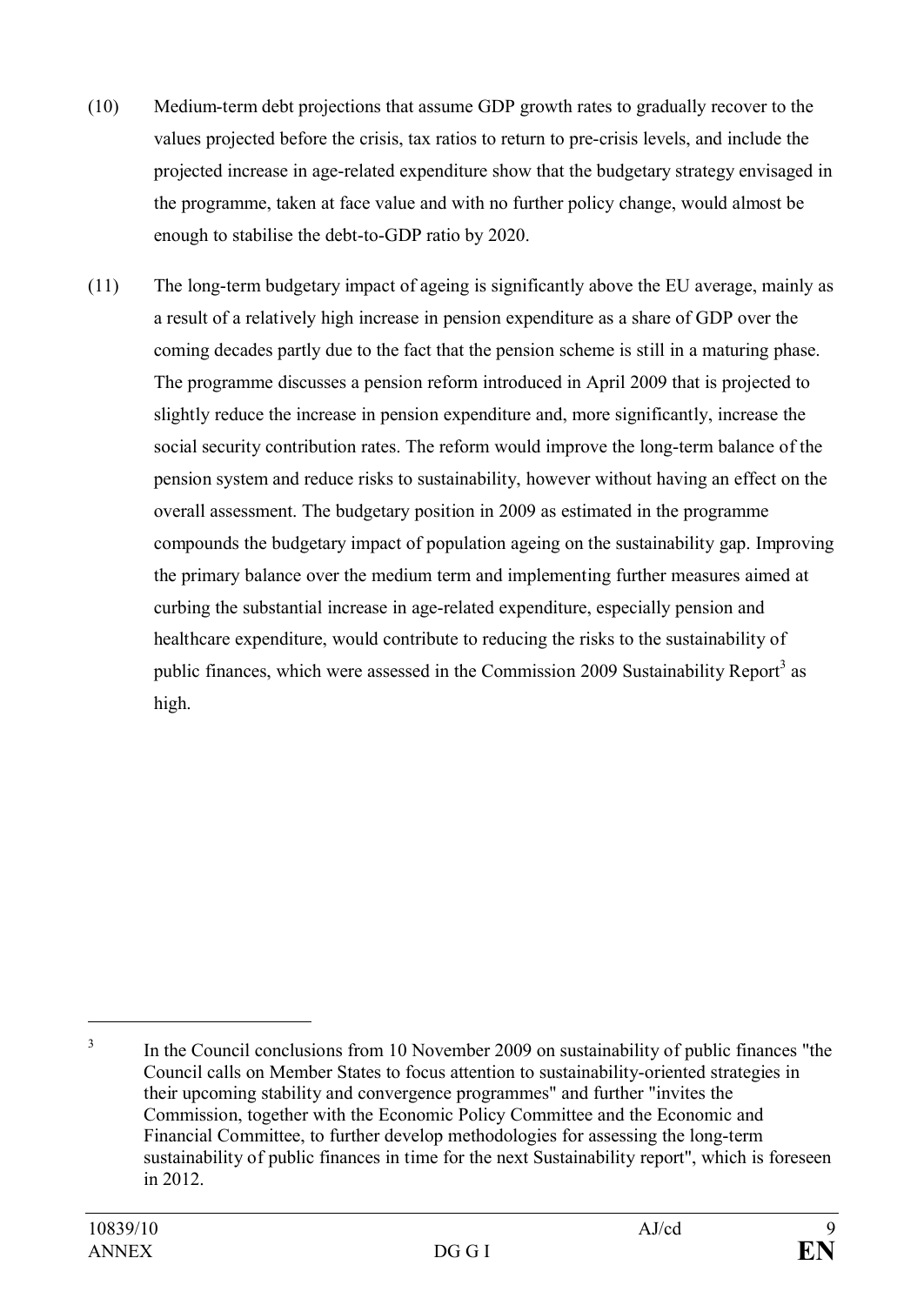(10) Medium-term debt projections that assume GDP growth rates to gradually recover to the values projected before the crisis, tax ratios to return to pre-crisis levels, and include the projected increase in age-related expenditure show that the budgetary strategy envisaged in the programme, taken at face value and with no further policy change, would almost be enough to stabilise the debt-to-GDP ratio by 2020.

(11) The long-term budgetary impact of ageing is significantly above the EU average, mainly as a result of a relatively high increase in pension expenditure as a share of GDP over the coming decades partly due to the fact that the pension scheme is still in a maturing phase. The programme discusses a pension reform introduced in April 2009 that is projected to slightly reduce the increase in pension expenditure and, more significantly, increase the social security contribution rates. The reform would improve the long-term balance of the pension system and reduce risks to sustainability, however without having an effect on the overall assessment. The budgetary position in 2009 as estimated in the programme compounds the budgetary impact of population ageing on the sustainability gap. Improving the primary balance over the medium term and implementing further measures aimed at curbing the substantial increase in age-related expenditure, especially pension and healthcare expenditure, would contribute to reducing the risks to the sustainability of public finances, which were assessed in the Commission 2009 Sustainability Report[3] as high.

---

[3] In the Council conclusions from 10 November 2009 on sustainability of public finances "the Council calls on Member States to focus attention to sustainability-oriented strategies in their upcoming stability and convergence programmes" and further "invites the Commission, together with the Economic Policy Committee and the Economic and Financial Committee, to further develop methodologies for assessing the long-term sustainability of public finances in time for the next Sustainability report", which is foreseen in 2012.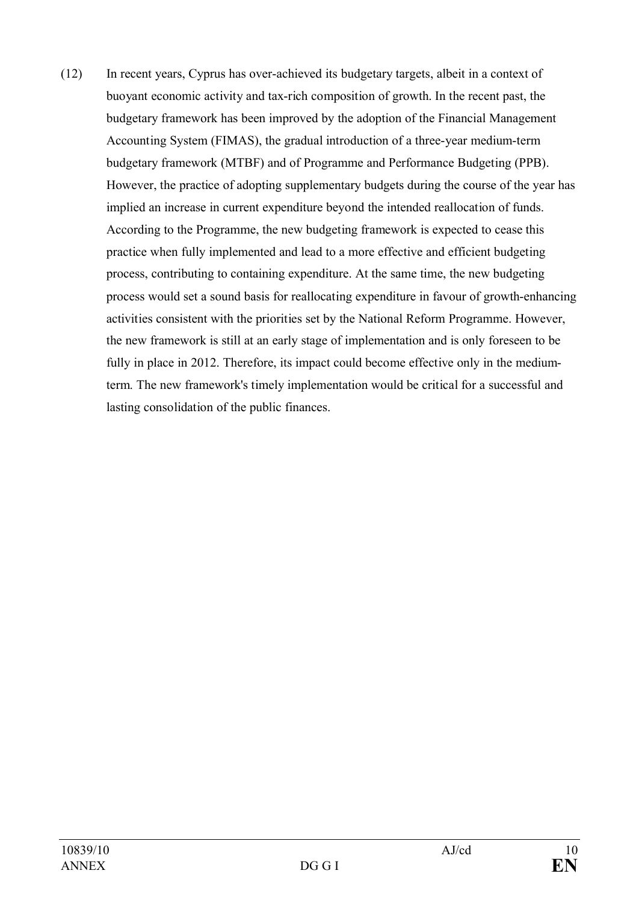(12) In recent years, Cyprus has over-achieved its budgetary targets, albeit in a context of buoyant economic activity and tax-rich composition of growth. In the recent past, the budgetary framework has been improved by the adoption of the Financial Management Accounting System (FIMAS), the gradual introduction of a three-year medium-term budgetary framework (MTBF) and of Programme and Performance Budgeting (PPB). However, the practice of adopting supplementary budgets during the course of the year has implied an increase in current expenditure beyond the intended reallocation of funds. According to the Programme, the new budgeting framework is expected to cease this practice when fully implemented and lead to a more effective and efficient budgeting process, contributing to containing expenditure. At the same time, the new budgeting process would set a sound basis for reallocating expenditure in favour of growth-enhancing activities consistent with the priorities set by the National Reform Programme. However, the new framework is still at an early stage of implementation and is only foreseen to be fully in place in 2012. Therefore, its impact could become effective only in the medium-term. The new framework's timely implementation would be critical for a successful and lasting consolidation of the public finances.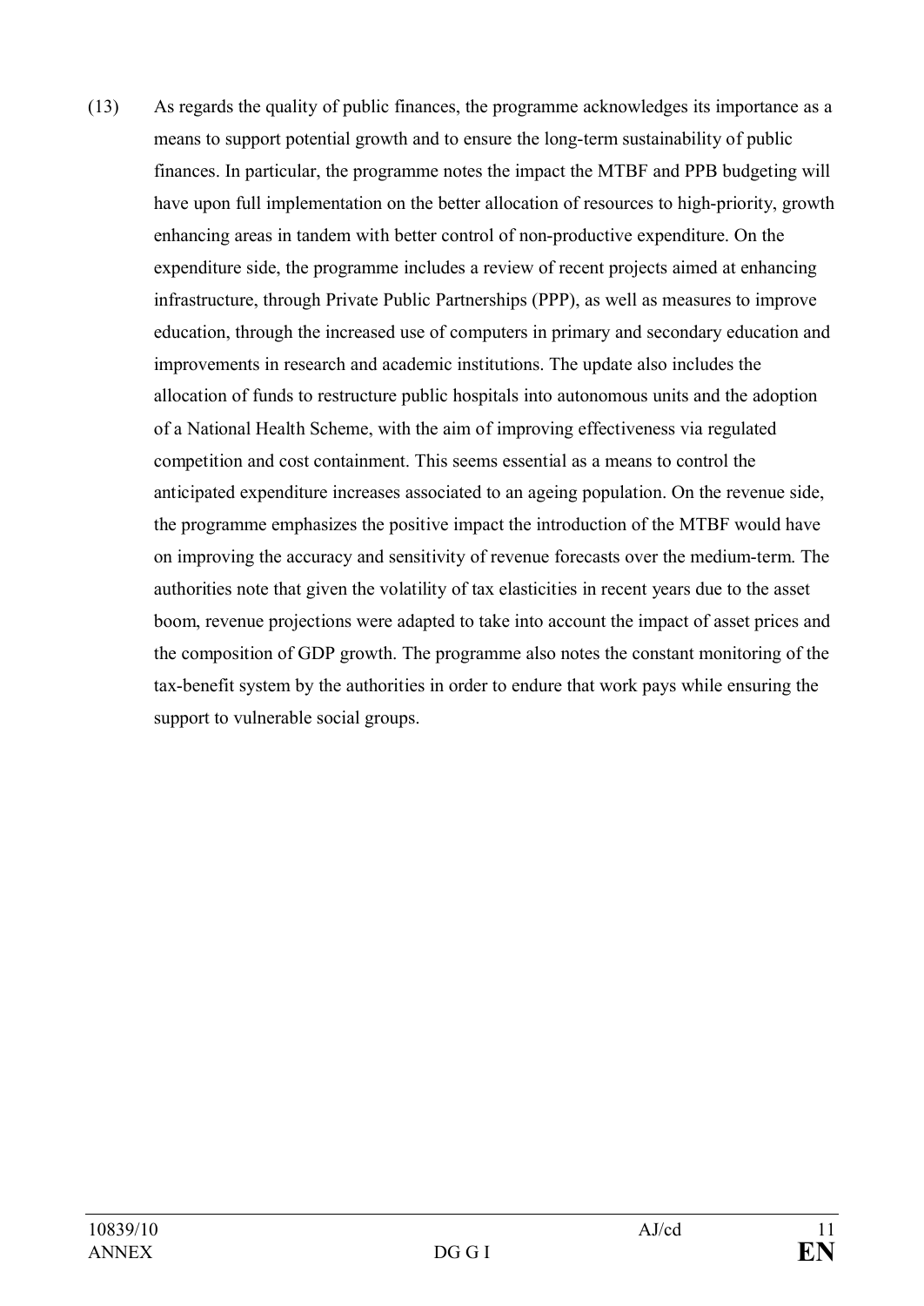(13) As regards the quality of public finances, the programme acknowledges its importance as a means to support potential growth and to ensure the long-term sustainability of public finances. In particular, the programme notes the impact the MTBF and PPB budgeting will have upon full implementation on the better allocation of resources to high-priority, growth enhancing areas in tandem with better control of non-productive expenditure. On the expenditure side, the programme includes a review of recent projects aimed at enhancing infrastructure, through Private Public Partnerships (PPP), as well as measures to improve education, through the increased use of computers in primary and secondary education and improvements in research and academic institutions. The update also includes the allocation of funds to restructure public hospitals into autonomous units and the adoption of a National Health Scheme, with the aim of improving effectiveness via regulated competition and cost containment. This seems essential as a means to control the anticipated expenditure increases associated to an ageing population. On the revenue side, the programme emphasizes the positive impact the introduction of the MTBF would have on improving the accuracy and sensitivity of revenue forecasts over the medium-term. The authorities note that given the volatility of tax elasticities in recent years due to the asset boom, revenue projections were adapted to take into account the impact of asset prices and the composition of GDP growth. The programme also notes the constant monitoring of the tax-benefit system by the authorities in order to endure that work pays while ensuring the support to vulnerable social groups.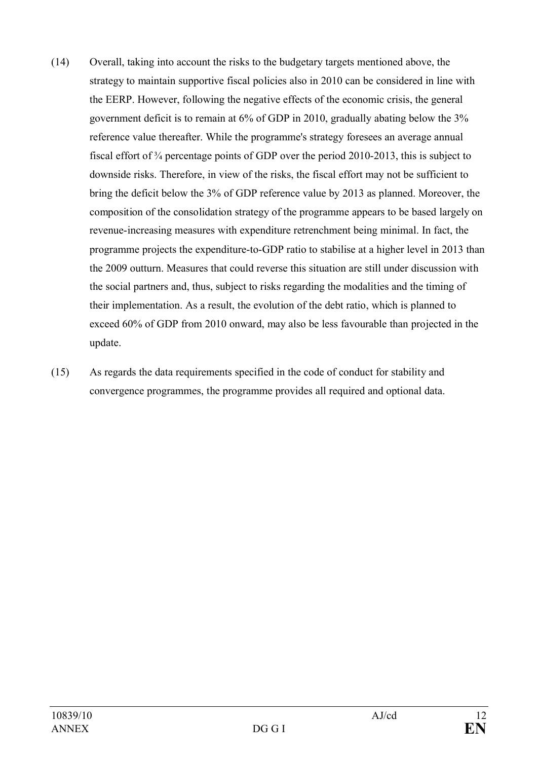(14) Overall, taking into account the risks to the budgetary targets mentioned above, the strategy to maintain supportive fiscal policies also in 2010 can be considered in line with the EERP. However, following the negative effects of the economic crisis, the general government deficit is to remain at 6% of GDP in 2010, gradually abating below the 3% reference value thereafter. While the programme's strategy foresees an average annual fiscal effort of ¾ percentage points of GDP over the period 2010-2013, this is subject to downside risks. Therefore, in view of the risks, the fiscal effort may not be sufficient to bring the deficit below the 3% of GDP reference value by 2013 as planned. Moreover, the composition of the consolidation strategy of the programme appears to be based largely on revenue-increasing measures with expenditure retrenchment being minimal. In fact, the programme projects the expenditure-to-GDP ratio to stabilise at a higher level in 2013 than the 2009 outturn. Measures that could reverse this situation are still under discussion with the social partners and, thus, subject to risks regarding the modalities and the timing of their implementation. As a result, the evolution of the debt ratio, which is planned to exceed 60% of GDP from 2010 onward, may also be less favourable than projected in the update.

(15) As regards the data requirements specified in the code of conduct for stability and convergence programmes, the programme provides all required and optional data.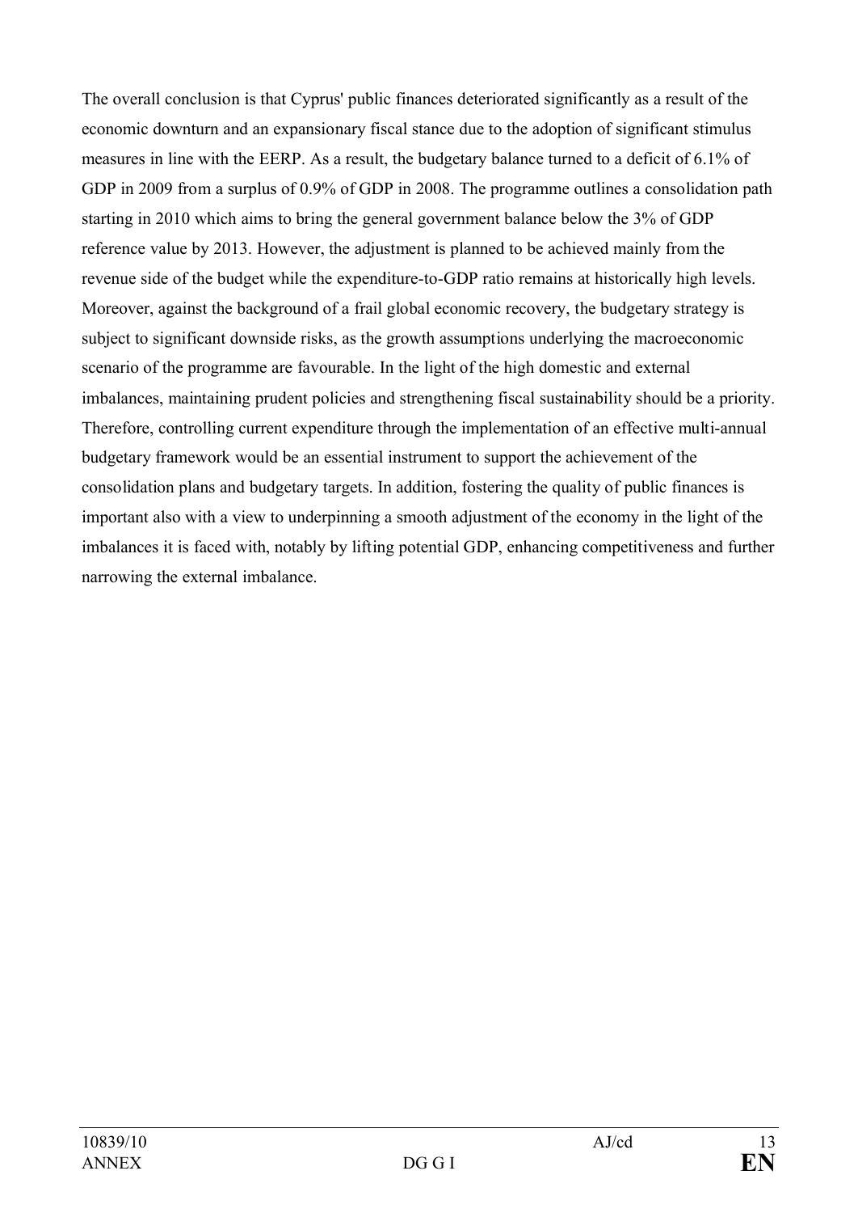The overall conclusion is that Cyprus' public finances deteriorated significantly as a result of the economic downturn and an expansionary fiscal stance due to the adoption of significant stimulus measures in line with the EERP. As a result, the budgetary balance turned to a deficit of 6.1% of GDP in 2009 from a surplus of 0.9% of GDP in 2008. The programme outlines a consolidation path starting in 2010 which aims to bring the general government balance below the 3% of GDP reference value by 2013. However, the adjustment is planned to be achieved mainly from the revenue side of the budget while the expenditure-to-GDP ratio remains at historically high levels. Moreover, against the background of a frail global economic recovery, the budgetary strategy is subject to significant downside risks, as the growth assumptions underlying the macroeconomic scenario of the programme are favourable. In the light of the high domestic and external imbalances, maintaining prudent policies and strengthening fiscal sustainability should be a priority. Therefore, controlling current expenditure through the implementation of an effective multi-annual budgetary framework would be an essential instrument to support the achievement of the consolidation plans and budgetary targets. In addition, fostering the quality of public finances is important also with a view to underpinning a smooth adjustment of the economy in the light of the imbalances it is faced with, notably by lifting potential GDP, enhancing competitiveness and further narrowing the external imbalance.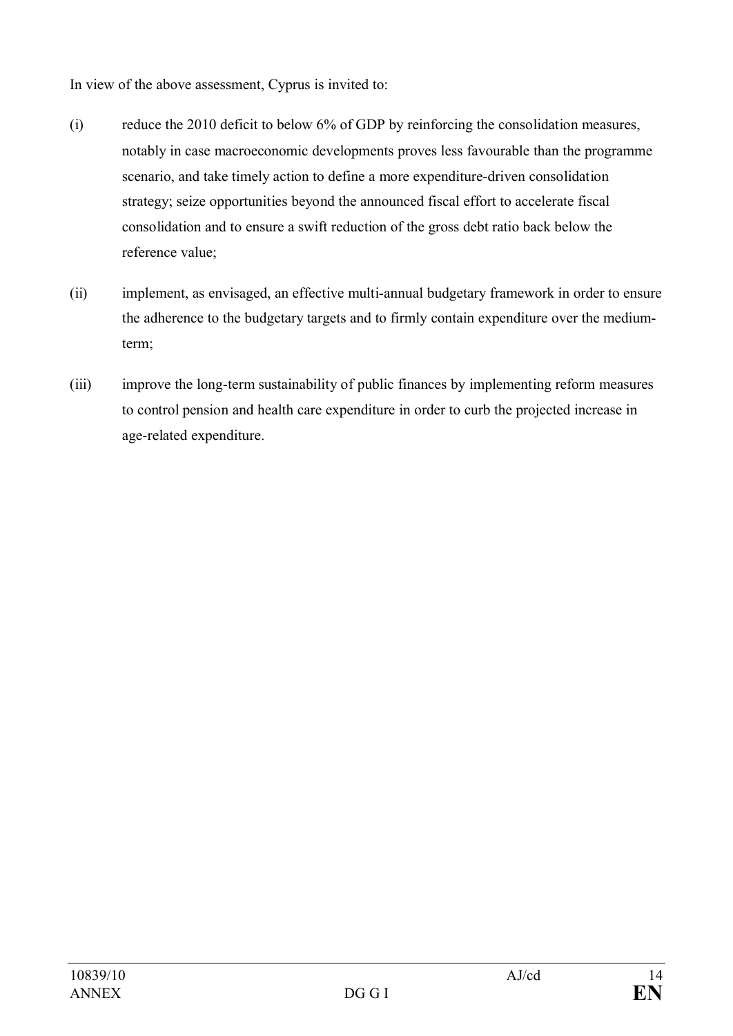In view of the above assessment, Cyprus is invited to:

(i) reduce the 2010 deficit to below 6% of GDP by reinforcing the consolidation measures, notably in case macroeconomic developments proves less favourable than the programme scenario, and take timely action to define a more expenditure-driven consolidation strategy; seize opportunities beyond the announced fiscal effort to accelerate fiscal consolidation and to ensure a swift reduction of the gross debt ratio back below the reference value;

(ii) implement, as envisaged, an effective multi-annual budgetary framework in order to ensure the adherence to the budgetary targets and to firmly contain expenditure over the medium-term;

(iii) improve the long-term sustainability of public finances by implementing reform measures to control pension and health care expenditure in order to curb the projected increase in age-related expenditure.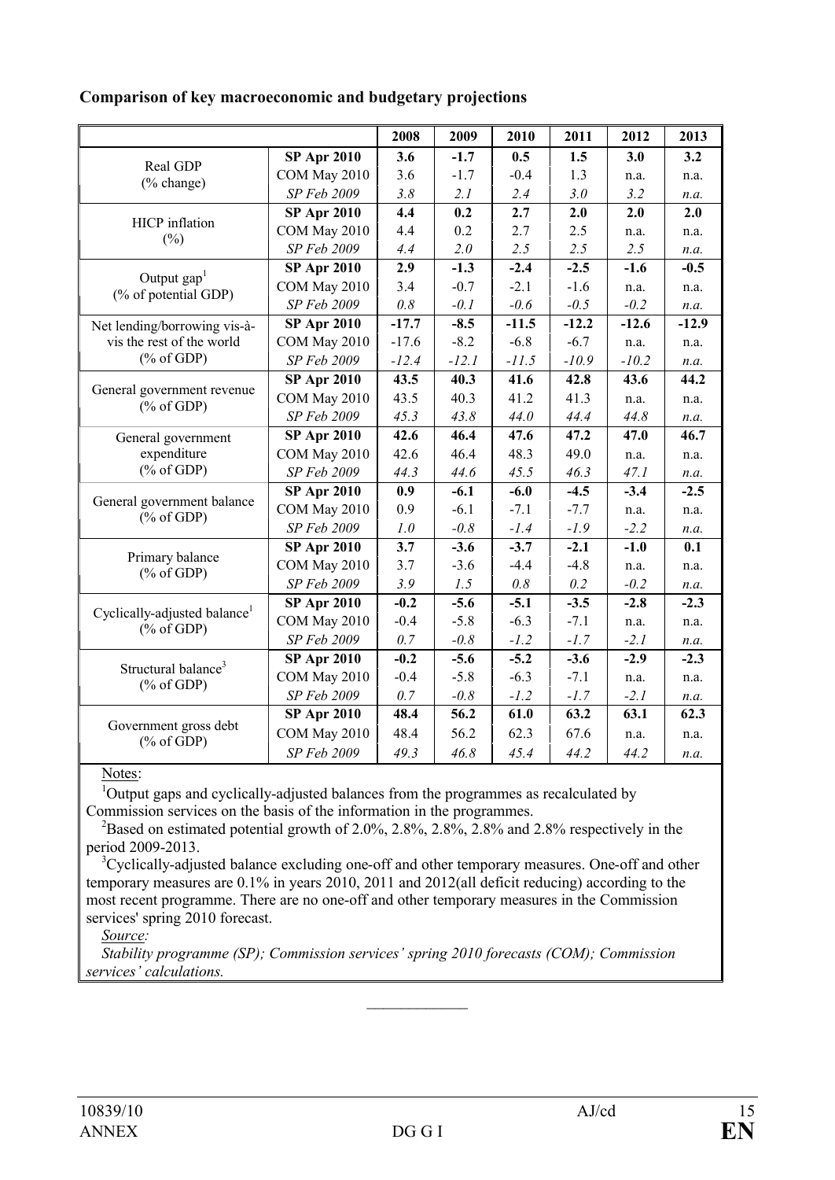**Comparison of key macroeconomic and budgetary projections**

| | | 2008 | 2009 | 2010 | 2011 | 2012 | 2013 |
|---|---|---|---|---|---|---|---|
| Real GDP (% change) | **SP Apr 2010** | **3.6** | **-1.7** | **0.5** | **1.5** | **3.0** | **3.2** |
| | COM May 2010 | 3.6 | -1.7 | -0.4 | 1.3 | n.a. | n.a. |
| | *SP Feb 2009* | *3.8* | *2.1* | *2.4* | *3.0* | *3.2* | *n.a.* |
| HICP inflation (%) | **SP Apr 2010** | **4.4** | **0.2** | **2.7** | **2.0** | **2.0** | **2.0** |
| | COM May 2010 | 4.4 | 0.2 | 2.7 | 2.5 | n.a. | n.a. |
| | *SP Feb 2009* | *4.4* | *2.0* | *2.5* | *2.5* | *2.5* | *n.a.* |
| Output gap[1] (% of potential GDP) | **SP Apr 2010** | **2.9** | **-1.3** | **-2.4** | **-2.5** | **-1.6** | **-0.5** |
| | COM May 2010 | 3.4 | -0.7 | -2.1 | -1.6 | n.a. | n.a. |
| | *SP Feb 2009* | *0.8* | *-0.1* | *-0.6* | *-0.5* | *-0.2* | *n.a.* |
| Net lending/borrowing vis-à-vis the rest of the world (% of GDP) | **SP Apr 2010** | **-17.7** | **-8.5** | **-11.5** | **-12.2** | **-12.6** | **-12.9** |
| | COM May 2010 | -17.6 | -8.2 | -6.8 | -6.7 | n.a. | n.a. |
| | *SP Feb 2009* | *-12.4* | *-12.1* | *-11.5* | *-10.9* | *-10.2* | *n.a.* |
| General government revenue (% of GDP) | **SP Apr 2010** | **43.5** | **40.3** | **41.6** | **42.8** | **43.6** | **44.2** |
| | COM May 2010 | 43.5 | 40.3 | 41.2 | 41.3 | n.a. | n.a. |
| | *SP Feb 2009* | *45.3* | *43.8* | *44.0* | *44.4* | *44.8* | *n.a.* |
| General government expenditure (% of GDP) | **SP Apr 2010** | **42.6** | **46.4** | **47.6** | **47.2** | **47.0** | **46.7** |
| | COM May 2010 | 42.6 | 46.4 | 48.3 | 49.0 | n.a. | n.a. |
| | *SP Feb 2009* | *44.3* | *44.6* | *45.5* | *46.3* | *47.1* | *n.a.* |
| General government balance (% of GDP) | **SP Apr 2010** | **0.9** | **-6.1** | **-6.0** | **-4.5** | **-3.4** | **-2.5** |
| | COM May 2010 | 0.9 | -6.1 | -7.1 | -7.7 | n.a. | n.a. |
| | *SP Feb 2009* | *1.0* | *-0.8* | *-1.4* | *-1.9* | *-2.2* | *n.a.* |
| Primary balance (% of GDP) | **SP Apr 2010** | **3.7** | **-3.6** | **-3.7** | **-2.1** | **-1.0** | **0.1** |
| | COM May 2010 | 3.7 | -3.6 | -4.4 | -4.8 | n.a. | n.a. |
| | *SP Feb 2009* | *3.9* | *1.5* | *0.8* | *0.2* | *-0.2* | *n.a.* |
| Cyclically-adjusted balance[1] (% of GDP) | **SP Apr 2010** | **-0.2** | **-5.6** | **-5.1** | **-3.5** | **-2.8** | **-2.3** |
| | COM May 2010 | -0.4 | -5.8 | -6.3 | -7.1 | n.a. | n.a. |
| | *SP Feb 2009* | *0.7* | *-0.8* | *-1.2* | *-1.7* | *-2.1* | *n.a.* |
| Structural balance[3] (% of GDP) | **SP Apr 2010** | **-0.2** | **-5.6** | **-5.2** | **-3.6** | **-2.9** | **-2.3** |
| | COM May 2010 | -0.4 | -5.8 | -6.3 | -7.1 | n.a. | n.a. |
| | *SP Feb 2009* | *0.7* | *-0.8* | *-1.2* | *-1.7* | *-2.1* | *n.a.* |
| Government gross debt (% of GDP) | **SP Apr 2010** | **48.4** | **56.2** | **61.0** | **63.2** | **63.1** | **62.3** |
| | COM May 2010 | 48.4 | 56.2 | 62.3 | 67.6 | n.a. | n.a. |
| | *SP Feb 2009* | *49.3* | *46.8* | *45.4* | *44.2* | *44.2* | *n.a.* |

Notes:

[1]Output gaps and cyclically-adjusted balances from the programmes as recalculated by Commission services on the basis of the information in the programmes.

[2]Based on estimated potential growth of 2.0%, 2.8%, 2.8%, 2.8% and 2.8% respectively in the period 2009-2013.

[3]Cyclically-adjusted balance excluding one-off and other temporary measures. One-off and other temporary measures are 0.1% in years 2010, 2011 and 2012(all deficit reducing) according to the most recent programme. There are no one-off and other temporary measures in the Commission services' spring 2010 forecast.

*Source:*

*Stability programme (SP); Commission services' spring 2010 forecasts (COM); Commission services' calculations.*